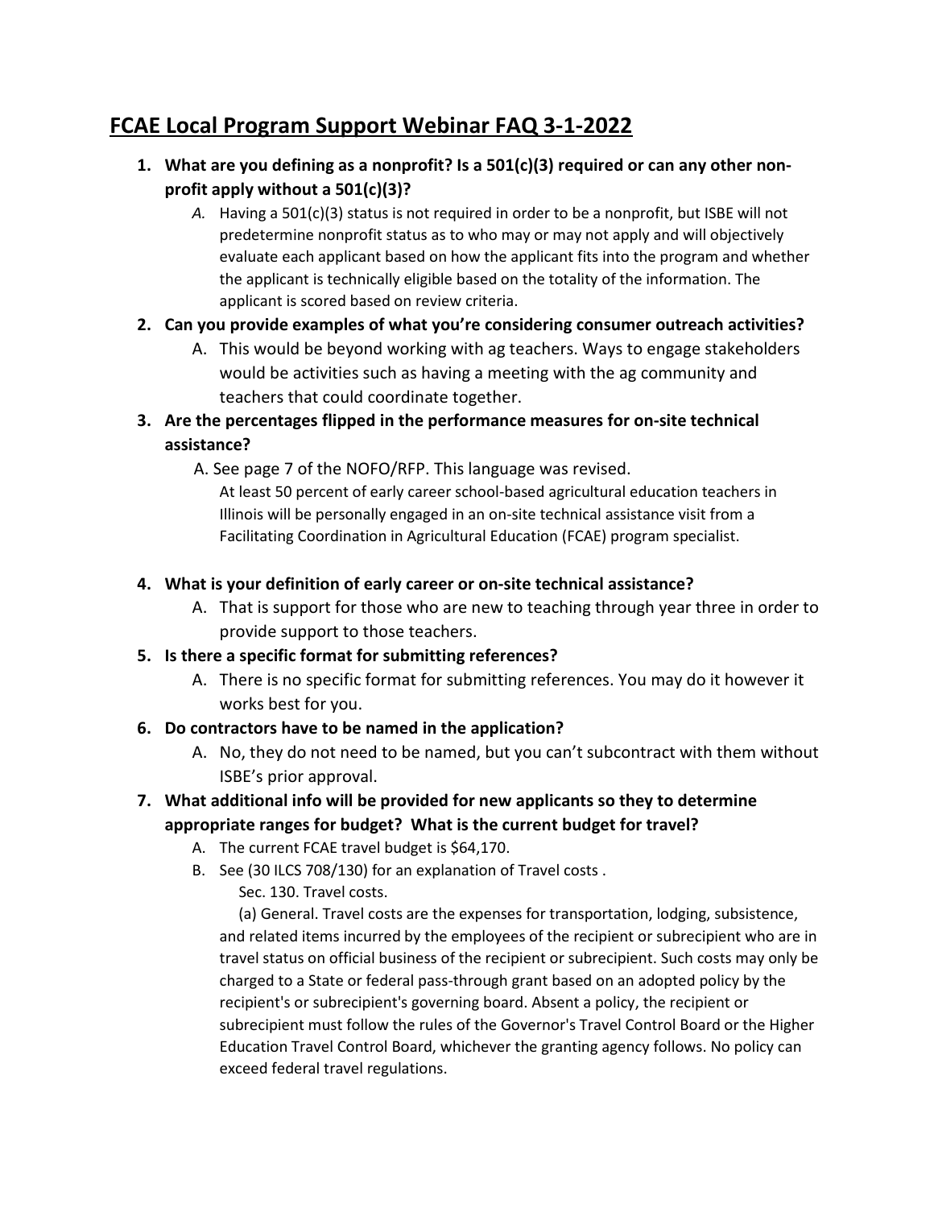# FCAE Local Program Support Webinar FAQ 3-1-2022

1. **What are you defining as a nonprofit? Is a 501(c)(3) required or can any other non-profit apply without a 501(c)(3)?**
   - *A.* Having a 501(c)(3) status is not required in order to be a nonprofit, but ISBE will not predetermine nonprofit status as to who may or may not apply and will objectively evaluate each applicant based on how the applicant fits into the program and whether the applicant is technically eligible based on the totality of the information. The applicant is scored based on review criteria.
2. **Can you provide examples of what you're considering consumer outreach activities?**
   - A. This would be beyond working with ag teachers. Ways to engage stakeholders would be activities such as having a meeting with the ag community and teachers that could coordinate together.
3. **Are the percentages flipped in the performance measures for on-site technical assistance?**
   - A. See page 7 of the NOFO/RFP. This language was revised.

     At least 50 percent of early career school-based agricultural education teachers in Illinois will be personally engaged in an on-site technical assistance visit from a Facilitating Coordination in Agricultural Education (FCAE) program specialist.
4. **What is your definition of early career or on-site technical assistance?**
   - A. That is support for those who are new to teaching through year three in order to provide support to those teachers.
5. **Is there a specific format for submitting references?**
   - A. There is no specific format for submitting references. You may do it however it works best for you.
6. **Do contractors have to be named in the application?**
   - A. No, they do not need to be named, but you can't subcontract with them without ISBE's prior approval.
7. **What additional info will be provided for new applicants so they to determine appropriate ranges for budget? What is the current budget for travel?**
   - A. The current FCAE travel budget is $64,170.
   - B. See (30 ILCS 708/130) for an explanation of Travel costs .

     Sec. 130. Travel costs.

     (a) General. Travel costs are the expenses for transportation, lodging, subsistence, and related items incurred by the employees of the recipient or subrecipient who are in travel status on official business of the recipient or subrecipient. Such costs may only be charged to a State or federal pass-through grant based on an adopted policy by the recipient's or subrecipient's governing board. Absent a policy, the recipient or subrecipient must follow the rules of the Governor's Travel Control Board or the Higher Education Travel Control Board, whichever the granting agency follows. No policy can exceed federal travel regulations.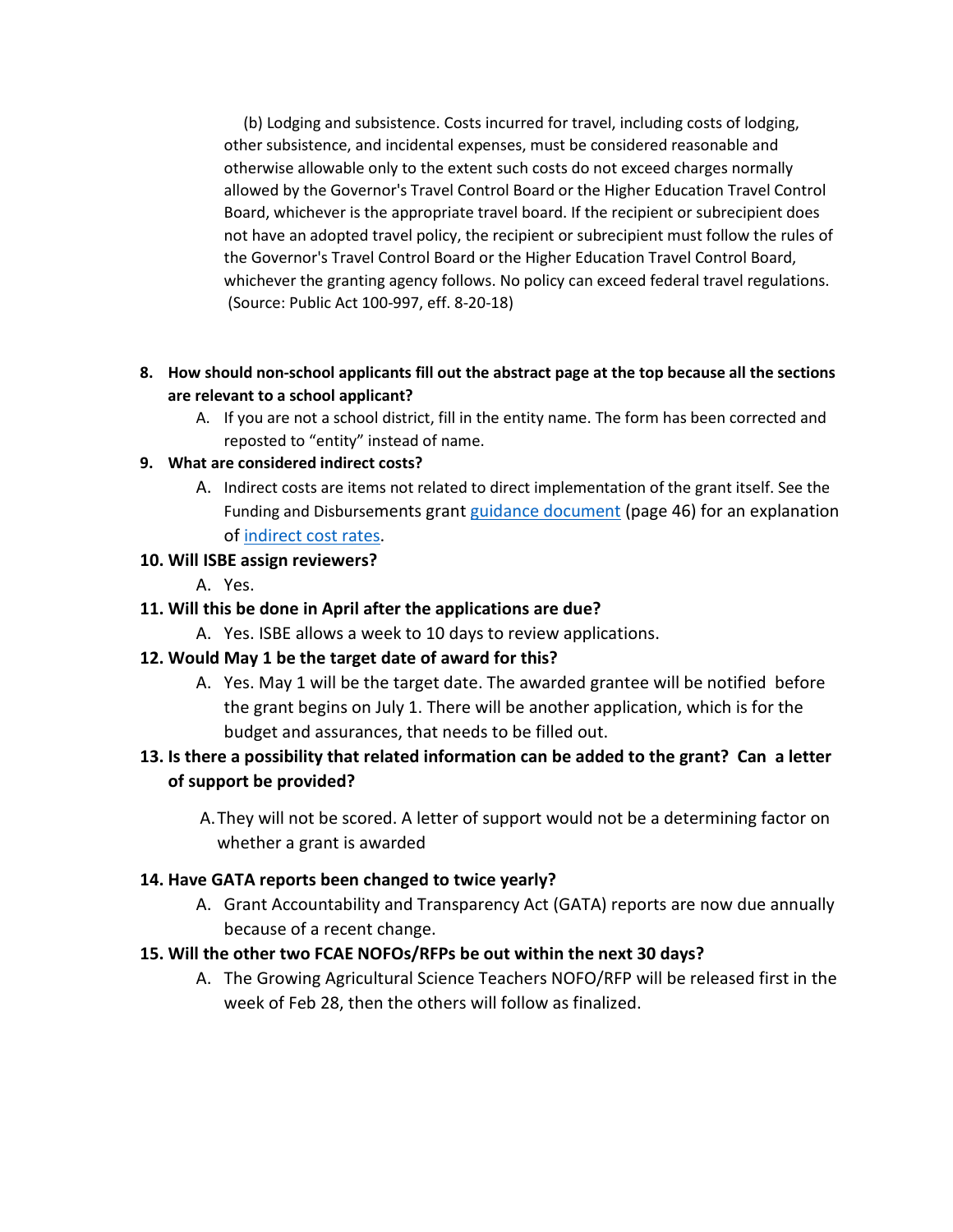(b) Lodging and subsistence. Costs incurred for travel, including costs of lodging, other subsistence, and incidental expenses, must be considered reasonable and otherwise allowable only to the extent such costs do not exceed charges normally allowed by the Governor's Travel Control Board or the Higher Education Travel Control Board, whichever is the appropriate travel board. If the recipient or subrecipient does not have an adopted travel policy, the recipient or subrecipient must follow the rules of the Governor's Travel Control Board or the Higher Education Travel Control Board, whichever the granting agency follows. No policy can exceed federal travel regulations. (Source: Public Act 100-997, eff. 8-20-18)

8. **How should non-school applicants fill out the abstract page at the top because all the sections are relevant to a school applicant?**
   A. If you are not a school district, fill in the entity name. The form has been corrected and reposted to "entity" instead of name.
9. **What are considered indirect costs?**
   A. Indirect costs are items not related to direct implementation of the grant itself. See the Funding and Disbursements grant [guidance document](guidance document) (page 46) for an explanation of [indirect cost rates](indirect cost rates).
10. **Will ISBE assign reviewers?**
    A. Yes.
11. **Will this be done in April after the applications are due?**
    A. Yes. ISBE allows a week to 10 days to review applications.
12. **Would May 1 be the target date of award for this?**
    A. Yes. May 1 will be the target date. The awarded grantee will be notified before the grant begins on July 1. There will be another application, which is for the budget and assurances, that needs to be filled out.
13. **Is there a possibility that related information can be added to the grant? Can a letter of support be provided?**
    A. They will not be scored. A letter of support would not be a determining factor on whether a grant is awarded
14. **Have GATA reports been changed to twice yearly?**
    A. Grant Accountability and Transparency Act (GATA) reports are now due annually because of a recent change.
15. **Will the other two FCAE NOFOs/RFPs be out within the next 30 days?**
    A. The Growing Agricultural Science Teachers NOFO/RFP will be released first in the week of Feb 28, then the others will follow as finalized.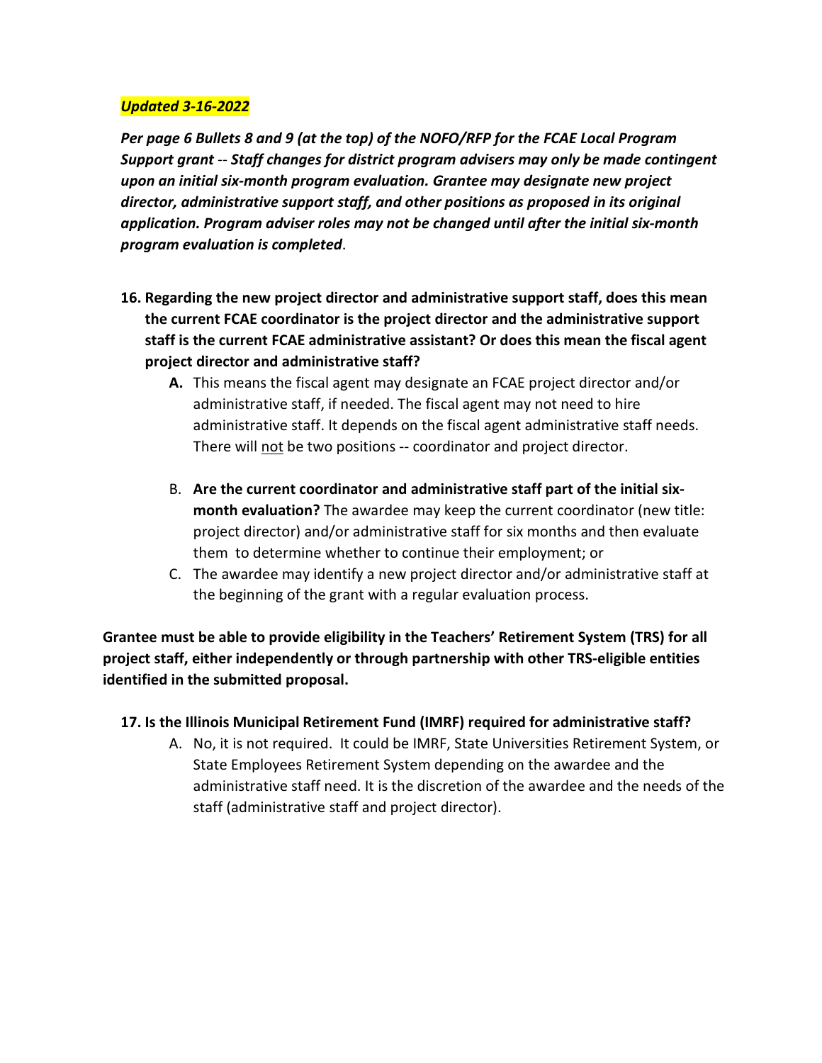***Updated 3-16-2022***

***Per page 6 Bullets 8 and 9 (at the top) of the NOFO/RFP for the FCAE Local Program Support grant** -- **Staff changes for district program advisers may only be made contingent upon an initial six-month program evaluation. Grantee may designate new project director, administrative support staff, and other positions as proposed in its original application. Program adviser roles may not be changed until after the initial six-month program evaluation is completed**.*

16. **Regarding the new project director and administrative support staff, does this mean the current FCAE coordinator is the project director and the administrative support staff is the current FCAE administrative assistant? Or does this mean the fiscal agent project director and administrative staff?**
    - **A.** This means the fiscal agent may designate an FCAE project director and/or administrative staff, if needed. The fiscal agent may not need to hire administrative staff. It depends on the fiscal agent administrative staff needs. There will <u>not</u> be two positions -- coordinator and project director.
    - B. **Are the current coordinator and administrative staff part of the initial six-month evaluation?** The awardee may keep the current coordinator (new title: project director) and/or administrative staff for six months and then evaluate them to determine whether to continue their employment; or
    - C. The awardee may identify a new project director and/or administrative staff at the beginning of the grant with a regular evaluation process.

**Grantee must be able to provide eligibility in the Teachers' Retirement System (TRS) for all project staff, either independently or through partnership with other TRS-eligible entities identified in the submitted proposal.**

17. **Is the Illinois Municipal Retirement Fund (IMRF) required for administrative staff?**
    - A. No, it is not required. It could be IMRF, State Universities Retirement System, or State Employees Retirement System depending on the awardee and the administrative staff need. It is the discretion of the awardee and the needs of the staff (administrative staff and project director).